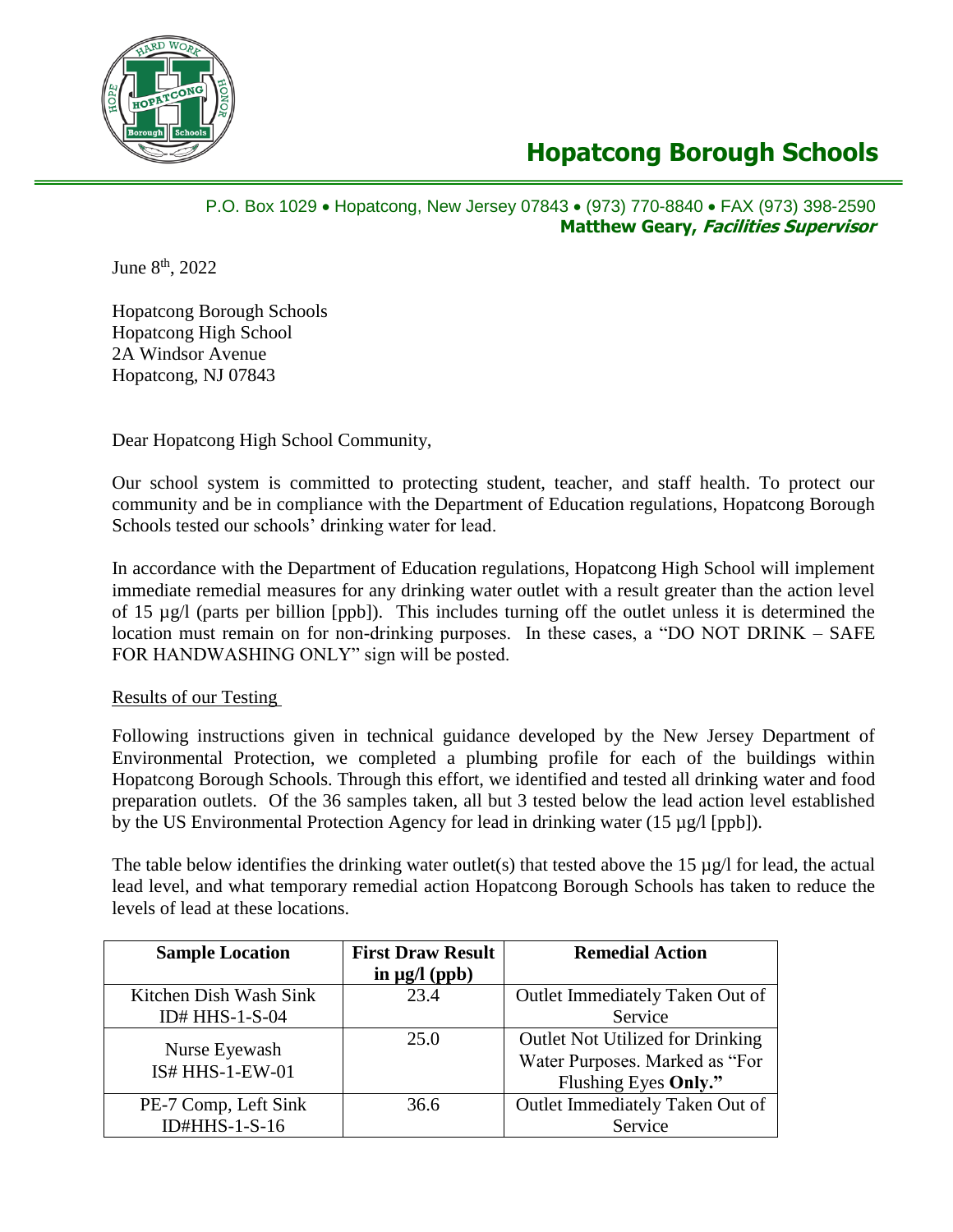# Hopatcong Borough Schools

P.O. Box 1029 • Hopatcong, New Jersey 07843 • (973) 770-8840 • FAX (973) 398-2590
**Matthew Geary, *Facilities Supervisor***

June 8th, 2022

Hopatcong Borough Schools
Hopatcong High School
2A Windsor Avenue
Hopatcong, NJ 07843

Dear Hopatcong High School Community,

Our school system is committed to protecting student, teacher, and staff health. To protect our community and be in compliance with the Department of Education regulations, Hopatcong Borough Schools tested our schools' drinking water for lead.

In accordance with the Department of Education regulations, Hopatcong High School will implement immediate remedial measures for any drinking water outlet with a result greater than the action level of 15 µg/l (parts per billion [ppb]). This includes turning off the outlet unless it is determined the location must remain on for non-drinking purposes. In these cases, a "DO NOT DRINK – SAFE FOR HANDWASHING ONLY" sign will be posted.

Results of our Testing

Following instructions given in technical guidance developed by the New Jersey Department of Environmental Protection, we completed a plumbing profile for each of the buildings within Hopatcong Borough Schools. Through this effort, we identified and tested all drinking water and food preparation outlets. Of the 36 samples taken, all but 3 tested below the lead action level established by the US Environmental Protection Agency for lead in drinking water (15 µg/l [ppb]).

The table below identifies the drinking water outlet(s) that tested above the 15 µg/l for lead, the actual lead level, and what temporary remedial action Hopatcong Borough Schools has taken to reduce the levels of lead at these locations.

| Sample Location | First Draw Result in µg/l (ppb) | Remedial Action |
|---|---|---|
| Kitchen Dish Wash Sink ID# HHS-1-S-04 | 23.4 | Outlet Immediately Taken Out of Service |
| Nurse Eyewash IS# HHS-1-EW-01 | 25.0 | Outlet Not Utilized for Drinking Water Purposes. Marked as "For Flushing Eyes **Only.**" |
| PE-7 Comp, Left Sink ID#HHS-1-S-16 | 36.6 | Outlet Immediately Taken Out of Service |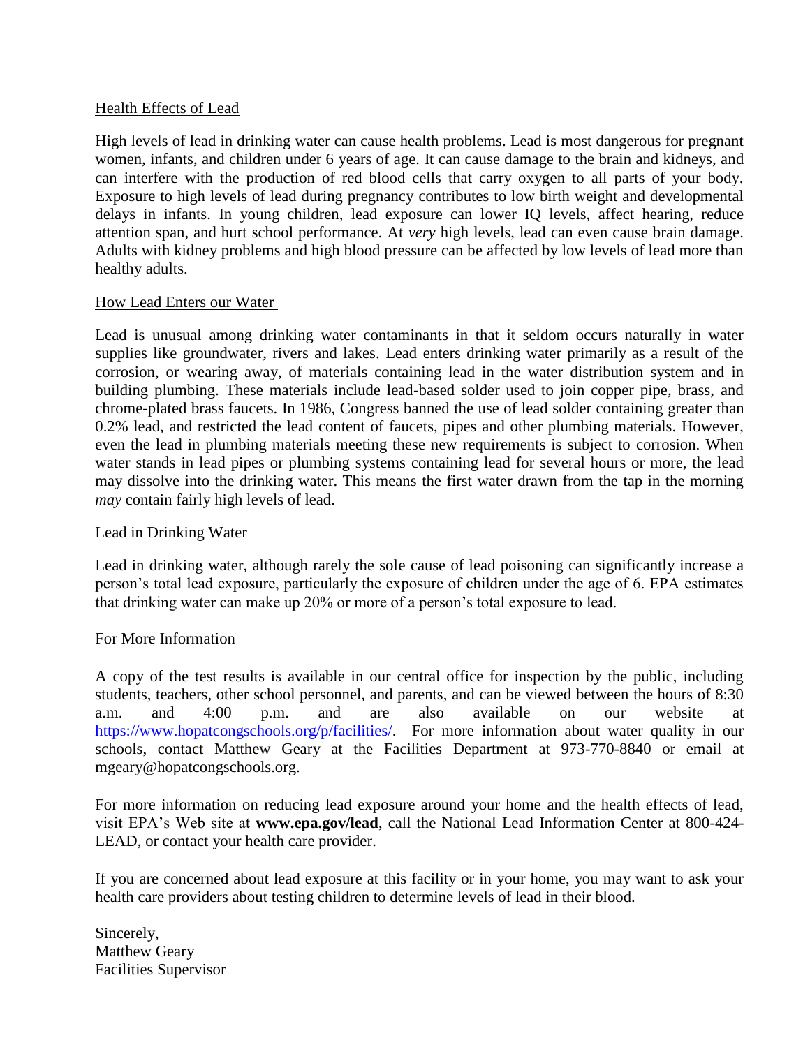## Health Effects of Lead

High levels of lead in drinking water can cause health problems. Lead is most dangerous for pregnant women, infants, and children under 6 years of age. It can cause damage to the brain and kidneys, and can interfere with the production of red blood cells that carry oxygen to all parts of your body. Exposure to high levels of lead during pregnancy contributes to low birth weight and developmental delays in infants. In young children, lead exposure can lower IQ levels, affect hearing, reduce attention span, and hurt school performance. At *very* high levels, lead can even cause brain damage. Adults with kidney problems and high blood pressure can be affected by low levels of lead more than healthy adults.

## How Lead Enters our Water

Lead is unusual among drinking water contaminants in that it seldom occurs naturally in water supplies like groundwater, rivers and lakes. Lead enters drinking water primarily as a result of the corrosion, or wearing away, of materials containing lead in the water distribution system and in building plumbing. These materials include lead-based solder used to join copper pipe, brass, and chrome-plated brass faucets. In 1986, Congress banned the use of lead solder containing greater than 0.2% lead, and restricted the lead content of faucets, pipes and other plumbing materials. However, even the lead in plumbing materials meeting these new requirements is subject to corrosion. When water stands in lead pipes or plumbing systems containing lead for several hours or more, the lead may dissolve into the drinking water. This means the first water drawn from the tap in the morning *may* contain fairly high levels of lead.

## Lead in Drinking Water

Lead in drinking water, although rarely the sole cause of lead poisoning can significantly increase a person's total lead exposure, particularly the exposure of children under the age of 6. EPA estimates that drinking water can make up 20% or more of a person's total exposure to lead.

## For More Information

A copy of the test results is available in our central office for inspection by the public, including students, teachers, other school personnel, and parents, and can be viewed between the hours of 8:30 a.m. and 4:00 p.m. and are also available on our website at https://www.hopatcongschools.org/p/facilities/. For more information about water quality in our schools, contact Matthew Geary at the Facilities Department at 973-770-8840 or email at mgeary@hopatcongschools.org.

For more information on reducing lead exposure around your home and the health effects of lead, visit EPA's Web site at **www.epa.gov/lead**, call the National Lead Information Center at 800-424-LEAD, or contact your health care provider.

If you are concerned about lead exposure at this facility or in your home, you may want to ask your health care providers about testing children to determine levels of lead in their blood.

Sincerely,
Matthew Geary
Facilities Supervisor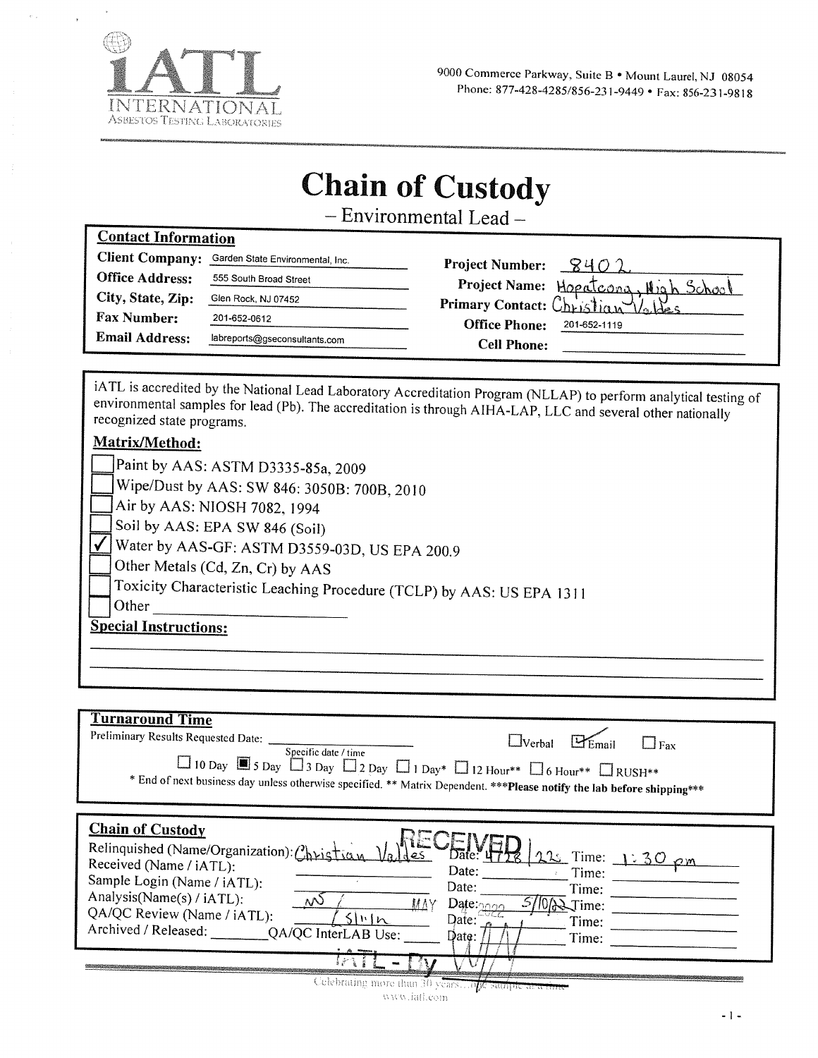# iATL

INTERNATIONAL
ASBESTOS TESTING LABORATORIES

9000 Commerce Parkway, Suite B • Mount Laurel, NJ 08054
Phone: 877-428-4285/856-231-9449 • Fax: 856-231-9818

# Chain of Custody

## – Environmental Lead –

### Contact Information

| | | | |
|---|---|---|---|
| **Client Company:** | Garden State Environmental, Inc. | **Project Number:** | 8402 |
| **Office Address:** | 555 South Broad Street | **Project Name:** | Hopatcong High School |
| **City, State, Zip:** | Glen Rock, NJ 07452 | **Primary Contact:** | Christian Valdes |
| **Fax Number:** | 201-652-0612 | **Office Phone:** | 201-652-1119 |
| **Email Address:** | labreports@gseconsultants.com | **Cell Phone:** | |

iATL is accredited by the National Lead Laboratory Accreditation Program (NLLAP) to perform analytical testing of environmental samples for lead (Pb). The accreditation is through AIHA-LAP, LLC and several other nationally recognized state programs.

**Matrix/Method:**

- ☐ Paint by AAS: ASTM D3335-85a, 2009
- ☐ Wipe/Dust by AAS: SW 846: 3050B: 700B, 2010
- ☐ Air by AAS: NIOSH 7082, 1994
- ☐ Soil by AAS: EPA SW 846 (Soil)
- ☑ Water by AAS-GF: ASTM D3559-03D, US EPA 200.9
- ☐ Other Metals (Cd, Zn, Cr) by AAS
- ☐ Toxicity Characteristic Leaching Procedure (TCLP) by AAS: US EPA 1311
- ☐ Other ____________

**Special Instructions:**

### Turnaround Time

Preliminary Results Requested Date: ____________ (Specific date / time)   ☐ Verbal ☑ Email ☐ Fax

☐ 10 Day ☑ 5 Day ☐ 3 Day ☐ 2 Day ☐ 1 Day* ☐ 12 Hour** ☐ 6 Hour** ☐ RUSH**

\* End of next business day unless otherwise specified. ** Matrix Dependent. ***Please notify the lab before shipping***

### Chain of Custody

| | | Date | Time |
|---|---|---|---|
| Relinquished (Name/Organization): | Christian Valdes | 4/28/22 | 1:30 pm |
| Received (Name / iATL): | | | |
| Sample Login (Name / iATL): | | | |
| Analysis(Name(s) / iATL): | NS | 5/10/22 | |
| QA/QC Review (Name / iATL): | | | |
| Archived / Released: ______ QA/QC InterLAB Use: | | | |

RECEIVED MAY 4 2022 iATL - By

Celebrating more than 30 years... one sample at a time
www.iatl.com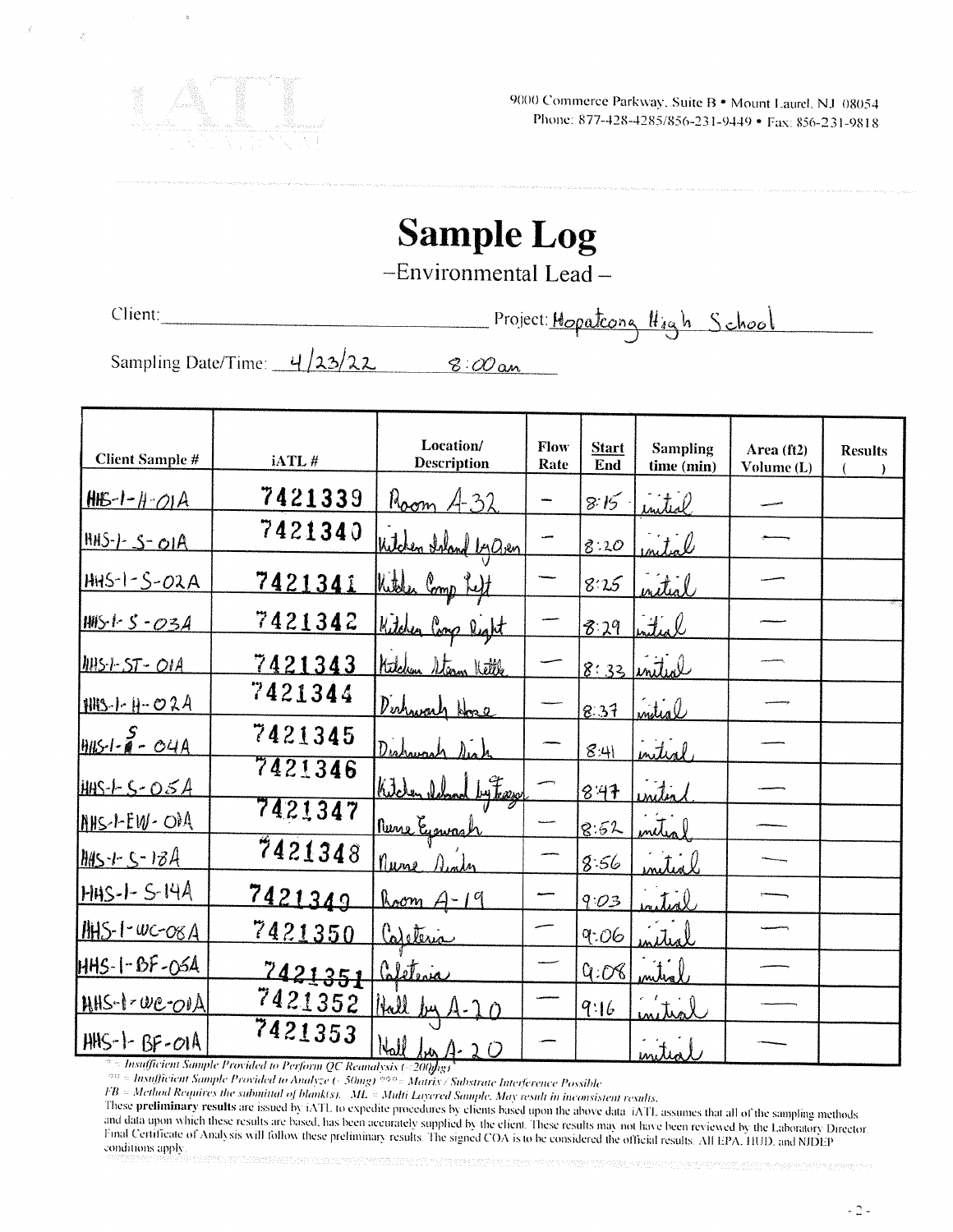9000 Commerce Parkway, Suite B • Mount Laurel, NJ 08054
Phone: 877-428-4285/856-231-9449 • Fax: 856-231-9818

# Sample Log

–Environmental Lead –

Client: ______________________ Project: Hopatcong High School

Sampling Date/Time: 4/23/22 8:00am

| Client Sample # | iATL # | Location/ Description | Flow Rate | Start End | Sampling time (min) | Area (ft2) Volume (L) | Results ( ) |
|---|---|---|---|---|---|---|---|
| HHS-1-H-01A | 7421339 | Room A-32 | — | 8:15 | initial | — | |
| HHS-1-S-01A | 7421340 | Kitchen Island by Oven | — | 8:20 | initial | — | |
| HHS-1-S-02A | 7421341 | Kitchen Comp Left | — | 8:25 | initial | — | |
| HHS-1-S-03A | 7421342 | Kitchen Comp Right | — | 8:29 | initial | — | |
| HHS-1-ST-01A | 7421343 | Kitchen Steam Kettle | — | 8:33 | initial | — | |
| HHS-1-H-02A | 7421344 | Dishwash Hose | — | 8:37 | initial | — | |
| HHS-1-S-04A | 7421345 | Dishwash Sink | — | 8:41 | initial | — | |
| HHS-1-S-05A | 7421346 | Kitchen Island by Freezer | — | 8:47 | initial | — | |
| HHS-1-EW-01A | 7421347 | Nurse Eyewash | — | 8:52 | initial | — | |
| HHS-1-S-13A | 7421348 | Nurse Sink | — | 8:56 | initial | — | |
| HHS-1-S-14A | 7421349 | Room A-19 | — | 9:03 | initial | — | |
| HHS-1-WC-08A | 7421350 | Cafeteria | — | 9:06 | initial | — | |
| HHS-1-BF-05A | 7421351 | Cafeteria | — | 9:08 | initial | — | |
| HHS-1-WC-01A | 7421352 | Hall by A-20 | — | 9:16 | initial | — | |
| HHS-1-BF-01A | 7421353 | Hall by A-20 | — | | initial | — | |

*\* = Insufficient Sample Provided to Perform QC Reanalysis (< 200mg) \*\* = Insufficient Sample Provided to Analyze (< 50mg) \*\*\* = Matrix / Substrate Interference Possible*

*FB = Method Requires the submittal of blank(s). ML = Multi Layered Sample. May result in inconsistent results.*

These **preliminary results** are issued by iATL to expedite procedures by clients based upon the above data. iATL assumes that all of the sampling methods and data upon which these results are based, has been accurately supplied by the client. These results may not have been reviewed by the Laboratory Director. Final Certificate of Analysis will follow these preliminary results. The signed COA is to be considered the official results. All EPA, HUD, and NJDEP conditions apply.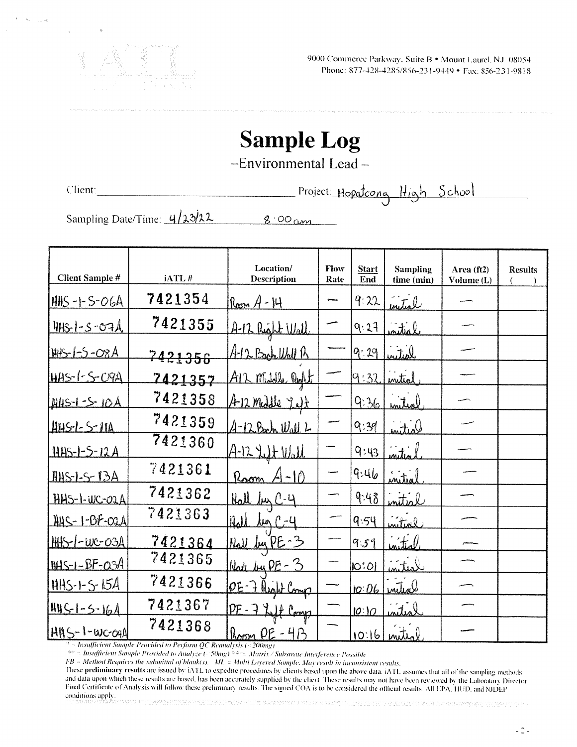9000 Commerce Parkway, Suite B • Mount Laurel, NJ 08054
Phone: 877-428-4285/856-231-9449 • Fax: 856-231-9818

# Sample Log

–Environmental Lead–

Client: _______________ Project: Hopatcong High School

Sampling Date/Time: 4/23/22 8:00 am

| Client Sample # | iATL # | Location/ Description | Flow Rate | Start End | Sampling time (min) | Area (ft2) Volume (L) | Results ( ) |
|---|---|---|---|---|---|---|---|
| HHS-1-S-06A | 7421354 | Room A-14 | — | 9:22 | initial | — | |
| HHS-1-S-07A | 7421355 | A-12 Right Wall | — | 9:27 | initial | — | |
| HHS-1-S-08A | 7421356 | A-12 Back Wall R | — | 9:29 | initial | — | |
| HHS-1-S-09A | 7421357 | A12 Middle Right | — | 9:32 | initial | — | |
| HHS-1-S-10A | 7421358 | A-12 Middle Left | — | 9:36 | initial | — | |
| HHS-1-S-11A | 7421359 | A-12 Back Wall L | — | 9:39 | initial | — | |
| HHS-1-S-12A | 7421360 | A-12 Left Wall | — | 9:43 | initial | — | |
| HHS-1-S-13A | 7421361 | Room A-10 | — | 9:46 | initial | — | |
| HHS-1-WC-02A | 7421362 | Hall by C-4 | — | 9:48 | initial | — | |
| HHS-1-BF-02A | 7421363 | Hall by C-4 | — | 9:54 | initial | — | |
| HHS-1-WC-03A | 7421364 | Hall by PE-3 | — | 9:59 | initial | — | |
| HHS-1-BF-03A | 7421365 | Hall by PE-3 | — | 10:01 | initial | — | |
| HHS-1-S-15A | 7421366 | PE-7 Right Comp | — | 10:06 | initial | — | |
| HHS-1-S-16A | 7421367 | PE-7 Left Comp | — | 10:10 | initial | — | |
| HHS-1-WC-04A | 7421368 | Room PE-4B | — | 10:16 | initial | — | |

* = Insufficient Sample Provided to Perform QC Reanalysis (< 200mg)
** = Insufficient Sample Provided to Analyze (< 50mg) *** = Matrix / Substrate Interference Possible
FB = Method Requires the submittal of blank(s). ML = Multi Layered Sample. May result in inconsistent results.
These **preliminary results** are issued by iATL to expedite procedures by clients based upon the above data. iATL assumes that all of the sampling methods and data upon which these results are based, has been accurately supplied by the client. These results may not have been reviewed by the Laboratory Director. Final Certificate of Analysis will follow these preliminary results. The signed COA is to be considered the official results. All EPA, HUD, and NJDEP conditions apply.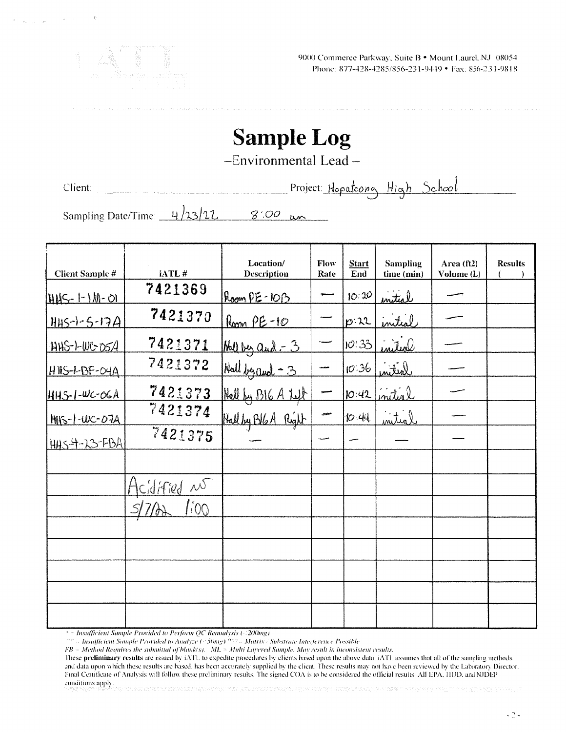9000 Commerce Parkway, Suite B • Mount Laurel, NJ 08054
Phone: 877-428-4285/856-231-9449 • Fax: 856-231-9818

# Sample Log

–Environmental Lead –

Client: ____________________ Project: Hopatcong High School

Sampling Date/Time: 4/23/22 8:00 am

| Client Sample # | iATL # | Location/ Description | Flow Rate | Start End | Sampling time (min) | Area (ft2) Volume (L) | Results ( ) |
|---|---|---|---|---|---|---|---|
| HHS-1-1M-01 | 7421369 | Room PE-10B | — | 10:20 | initial | — | |
| HHS-1-S-17A | 7421370 | Room PE-10 | — | 10:22 | initial | — | |
| HHS-1-WC-05A | 7421371 | Hall by Aud - 3 | — | 10:33 | initial | — | |
| HHS-1-BF-04A | 7421372 | Hall by Aud - 3 | — | 10:36 | initial | — | |
| HHS-1-WC-06A | 7421373 | Hall by B16 A Left | — | 10:42 | initial | — | |
| HHS-1-WC-07A | 7421374 | Hall by B16A Right | — | 10:44 | initial | — | |
| HHS-4-23-FBA | 7421375 | — | — | — | — | — | |
| | | | | | | | |
| | Acidified NS | | | | | | |
| | 5/7/22 1:00 | | | | | | |
| | | | | | | | |
| | | | | | | | |
| | | | | | | | |
| | | | | | | | |
| | | | | | | | |

*\* = Insufficient Sample Provided to Perform QC Reanalysis (<200mg)*
*\*\* = Insufficient Sample Provided to Analyze (<50mg) \*\*\* = Matrix / Substrate Interference Possible*
*FB = Method Requires the submittal of blank(s). ML = Multi Layered Sample. May result in inconsistent results.*

These **preliminary results** are issued by iATL to expedite procedures by clients based upon the above data. iATL assumes that all of the sampling methods and data upon which these results are based, has been accurately supplied by the client. These results may not have been reviewed by the Laboratory Director. Final Certificate of Analysis will follow these preliminary results. The signed COA is to be considered the official results. All EPA, HUD, and NJDEP conditions apply.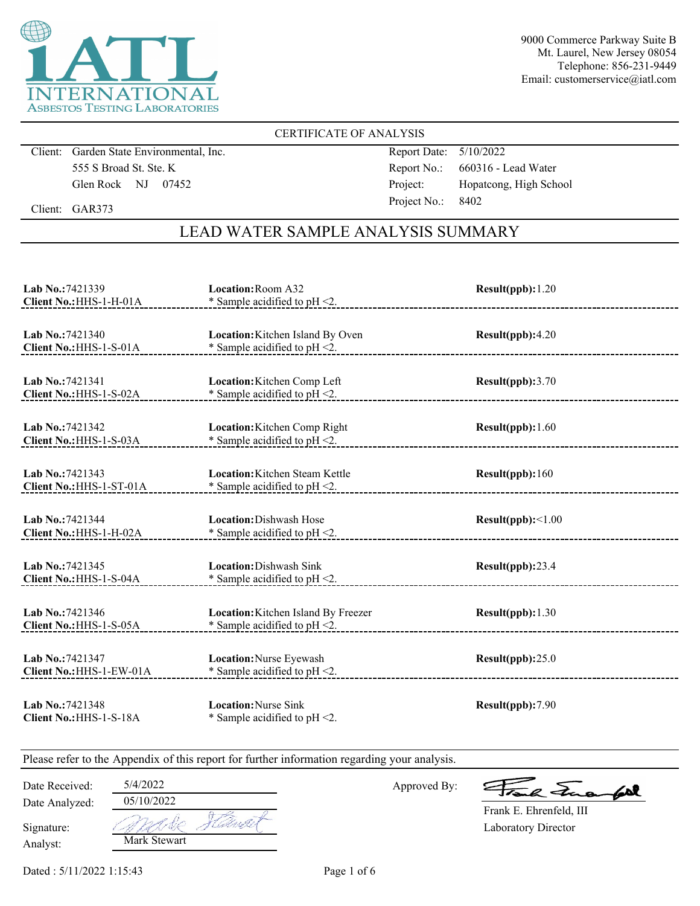iATL INTERNATIONAL ASBESTOS TESTING LABORATORIES

9000 Commerce Parkway Suite B
Mt. Laurel, New Jersey 08054
Telephone: 856-231-9449
Email: customerservice@iatl.com

CERTIFICATE OF ANALYSIS

Client: Garden State Environmental, Inc.
555 S Broad St. Ste. K
Glen Rock NJ 07452

Client: GAR373

Report Date: 5/10/2022
Report No.: 660316 - Lead Water
Project: Hopatcong, High School
Project No.: 8402

## LEAD WATER SAMPLE ANALYSIS SUMMARY

| Lab No. | Client No. | Location | Note | Result(ppb) |
|---|---|---|---|---|
| 7421339 | HHS-1-H-01A | Room A32 | * Sample acidified to pH <2. | 1.20 |
| 7421340 | HHS-1-S-01A | Kitchen Island By Oven | * Sample acidified to pH <2. | 4.20 |
| 7421341 | HHS-1-S-02A | Kitchen Comp Left | * Sample acidified to pH <2. | 3.70 |
| 7421342 | HHS-1-S-03A | Kitchen Comp Right | * Sample acidified to pH <2. | 1.60 |
| 7421343 | HHS-1-ST-01A | Kitchen Steam Kettle | * Sample acidified to pH <2. | 160 |
| 7421344 | HHS-1-H-02A | Dishwash Hose | * Sample acidified to pH <2. | <1.00 |
| 7421345 | HHS-1-S-04A | Dishwash Sink | * Sample acidified to pH <2. | 23.4 |
| 7421346 | HHS-1-S-05A | Kitchen Island By Freezer | * Sample acidified to pH <2. | 1.30 |
| 7421347 | HHS-1-EW-01A | Nurse Eyewash | * Sample acidified to pH <2. | 25.0 |
| 7421348 | HHS-1-S-18A | Nurse Sink | * Sample acidified to pH <2. | 7.90 |

Please refer to the Appendix of this report for further information regarding your analysis.

Date Received: 5/4/2022
Date Analyzed: 05/10/2022
Signature: Mark Stewart
Analyst: Mark Stewart

Approved By: Frank E. Ehrenfeld, III
Laboratory Director

Dated : 5/11/2022 1:15:43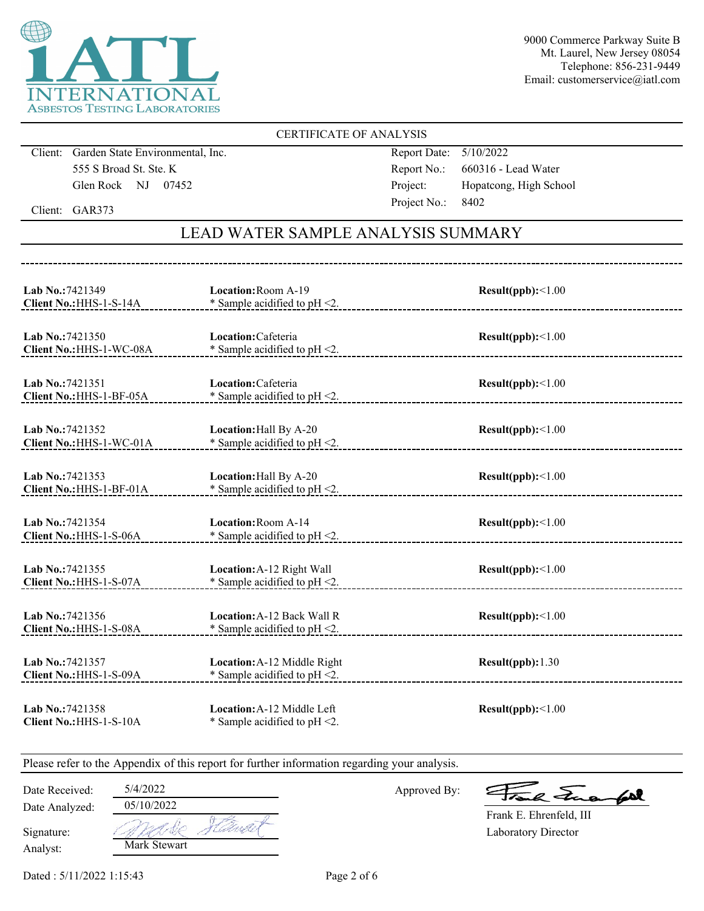iATL INTERNATIONAL ASBESTOS TESTING LABORATORIES

9000 Commerce Parkway Suite B
Mt. Laurel, New Jersey 08054
Telephone: 856-231-9449
Email: customerservice@iatl.com

CERTIFICATE OF ANALYSIS

| | |
|---|---|
| Client: Garden State Environmental, Inc. | Report Date: 5/10/2022 |
| 555 S Broad St. Ste. K | Report No.: 660316 - Lead Water |
| Glen Rock NJ 07452 | Project: Hopatcong, High School |
| Client: GAR373 | Project No.: 8402 |

## LEAD WATER SAMPLE ANALYSIS SUMMARY

| Lab No. | Client No. | Location | Notes | Result(ppb) |
|---|---|---|---|---|
| 7421349 | HHS-1-S-14A | Room A-19 | * Sample acidified to pH <2. | <1.00 |
| 7421350 | HHS-1-WC-08A | Cafeteria | * Sample acidified to pH <2. | <1.00 |
| 7421351 | HHS-1-BF-05A | Cafeteria | * Sample acidified to pH <2. | <1.00 |
| 7421352 | HHS-1-WC-01A | Hall By A-20 | * Sample acidified to pH <2. | <1.00 |
| 7421353 | HHS-1-BF-01A | Hall By A-20 | * Sample acidified to pH <2. | <1.00 |
| 7421354 | HHS-1-S-06A | Room A-14 | * Sample acidified to pH <2. | <1.00 |
| 7421355 | HHS-1-S-07A | A-12 Right Wall | * Sample acidified to pH <2. | <1.00 |
| 7421356 | HHS-1-S-08A | A-12 Back Wall R | * Sample acidified to pH <2. | <1.00 |
| 7421357 | HHS-1-S-09A | A-12 Middle Right | * Sample acidified to pH <2. | 1.30 |
| 7421358 | HHS-1-S-10A | A-12 Middle Left | * Sample acidified to pH <2. | <1.00 |

Please refer to the Appendix of this report for further information regarding your analysis.

Date Received: 5/4/2022
Date Analyzed: 05/10/2022
Signature: 
Analyst: Mark Stewart

Approved By: 
Frank E. Ehrenfeld, III
Laboratory Director

Dated : 5/11/2022 1:15:43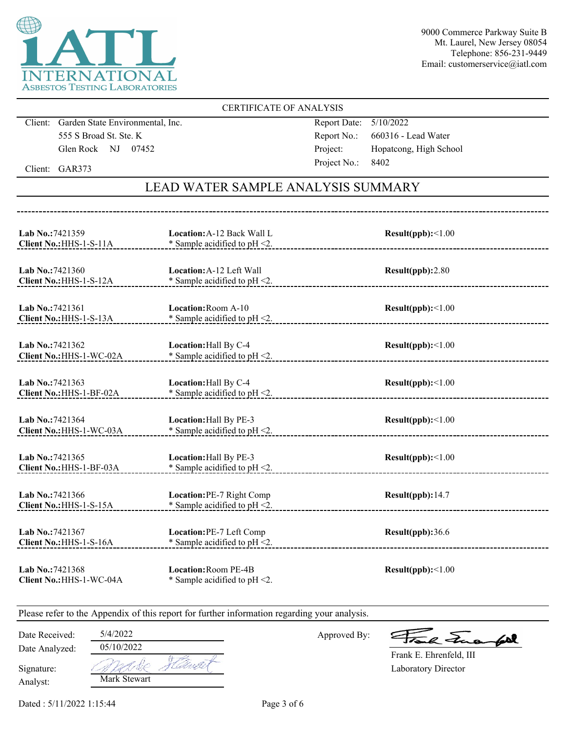INTERNATIONAL ASBESTOS TESTING LABORATORIES

9000 Commerce Parkway Suite B
Mt. Laurel, New Jersey 08054
Telephone: 856-231-9449
Email: customerservice@iatl.com

CERTIFICATE OF ANALYSIS

Client: Garden State Environmental, Inc.
555 S Broad St. Ste. K
Glen Rock NJ 07452

Client: GAR373

Report Date: 5/10/2022
Report No.: 660316 - Lead Water
Project: Hopatcong, High School
Project No.: 8402

## LEAD WATER SAMPLE ANALYSIS SUMMARY

| Lab No. | Client No. | Location | Note | Result(ppb) |
|---|---|---|---|---|
| 7421359 | HHS-1-S-11A | A-12 Back Wall L | * Sample acidified to pH <2. | <1.00 |
| 7421360 | HHS-1-S-12A | A-12 Left Wall | * Sample acidified to pH <2. | 2.80 |
| 7421361 | HHS-1-S-13A | Room A-10 | * Sample acidified to pH <2. | <1.00 |
| 7421362 | HHS-1-WC-02A | Hall By C-4 | * Sample acidified to pH <2. | <1.00 |
| 7421363 | HHS-1-BF-02A | Hall By C-4 | * Sample acidified to pH <2. | <1.00 |
| 7421364 | HHS-1-WC-03A | Hall By PE-3 | * Sample acidified to pH <2. | <1.00 |
| 7421365 | HHS-1-BF-03A | Hall By PE-3 | * Sample acidified to pH <2. | <1.00 |
| 7421366 | HHS-1-S-15A | PE-7 Right Comp | * Sample acidified to pH <2. | 14.7 |
| 7421367 | HHS-1-S-16A | PE-7 Left Comp | * Sample acidified to pH <2. | 36.6 |
| 7421368 | HHS-1-WC-04A | Room PE-4B | * Sample acidified to pH <2. | <1.00 |

Please refer to the Appendix of this report for further information regarding your analysis.

Date Received: 5/4/2022
Date Analyzed: 05/10/2022
Signature: Mark Stewart
Analyst: Mark Stewart

Approved By: Frank Ehrenfeld
Frank E. Ehrenfeld, III
Laboratory Director

Dated : 5/11/2022 1:15:44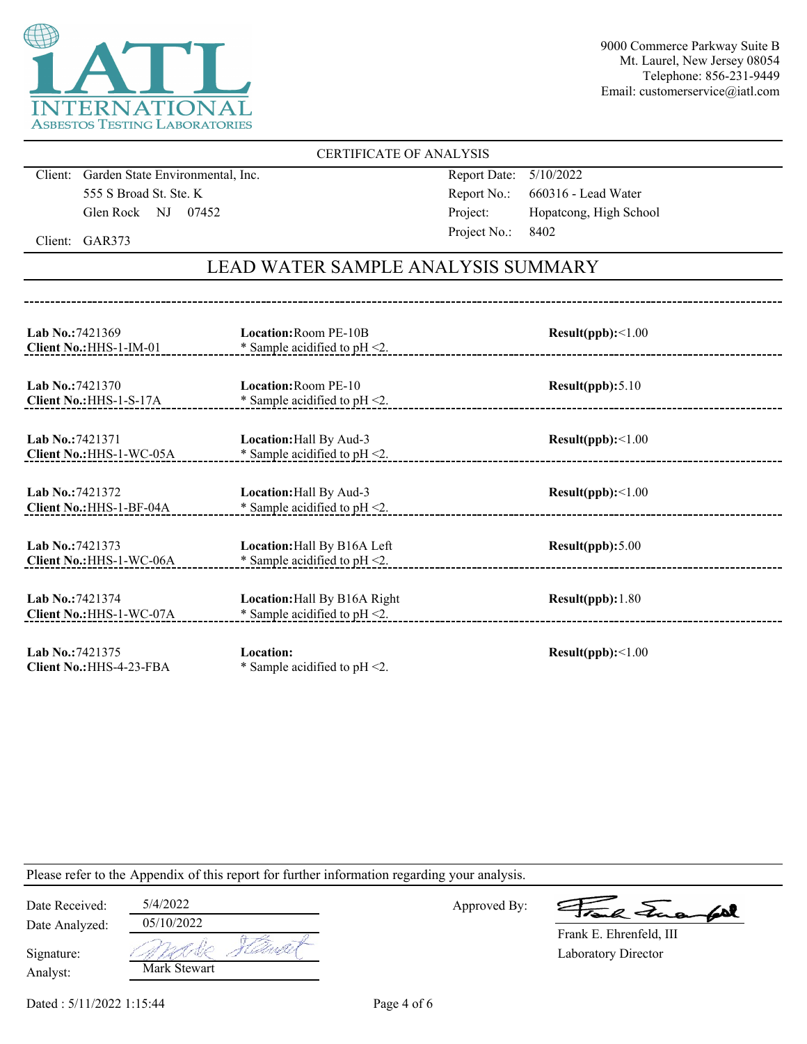9000 Commerce Parkway Suite B
Mt. Laurel, New Jersey 08054
Telephone: 856-231-9449
Email: customerservice@iatl.com

## CERTIFICATE OF ANALYSIS

Client: Garden State Environmental, Inc.
555 S Broad St. Ste. K
Glen Rock NJ 07452

Client: GAR373

Report Date: 5/10/2022
Report No.: 660316 - Lead Water
Project: Hopatcong, High School
Project No.: 8402

## LEAD WATER SAMPLE ANALYSIS SUMMARY

| Lab No. / Client No. | Location | Result(ppb) |
|---|---|---|
| **Lab No.:** 7421369 **Client No.:** HHS-1-IM-01 | **Location:** Room PE-10B * Sample acidified to pH <2. | **Result(ppb):** <1.00 |
| **Lab No.:** 7421370 **Client No.:** HHS-1-S-17A | **Location:** Room PE-10 * Sample acidified to pH <2. | **Result(ppb):** 5.10 |
| **Lab No.:** 7421371 **Client No.:** HHS-1-WC-05A | **Location:** Hall By Aud-3 * Sample acidified to pH <2. | **Result(ppb):** <1.00 |
| **Lab No.:** 7421372 **Client No.:** HHS-1-BF-04A | **Location:** Hall By Aud-3 * Sample acidified to pH <2. | **Result(ppb):** <1.00 |
| **Lab No.:** 7421373 **Client No.:** HHS-1-WC-06A | **Location:** Hall By B16A Left * Sample acidified to pH <2. | **Result(ppb):** 5.00 |
| **Lab No.:** 7421374 **Client No.:** HHS-1-WC-07A | **Location:** Hall By B16A Right * Sample acidified to pH <2. | **Result(ppb):** 1.80 |
| **Lab No.:** 7421375 **Client No.:** HHS-4-23-FBA | **Location:** * Sample acidified to pH <2. | **Result(ppb):** <1.00 |

Please refer to the Appendix of this report for further information regarding your analysis.

Date Received: 5/4/2022
Date Analyzed: 05/10/2022
Signature: Mark Stewart
Analyst: Mark Stewart

Approved By: Frank E. Ehrenfeld, III
Laboratory Director

Dated : 5/11/2022 1:15:44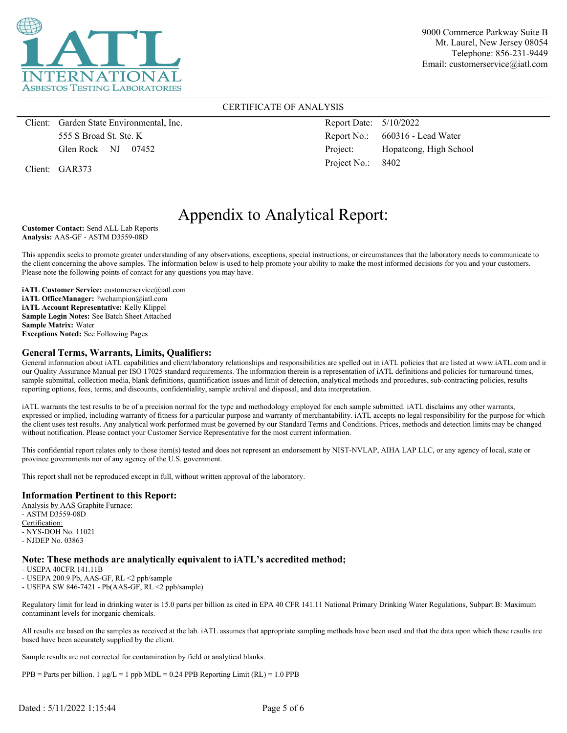iATL INTERNATIONAL ASBESTOS TESTING LABORATORIES

9000 Commerce Parkway Suite B
Mt. Laurel, New Jersey 08054
Telephone: 856-231-9449
Email: customerservice@iatl.com

CERTIFICATE OF ANALYSIS

| | | | |
|---|---|---|---|
| Client: | Garden State Environmental, Inc. | Report Date: | 5/10/2022 |
| | 555 S Broad St. Ste. K | Report No.: | 660316 - Lead Water |
| | Glen Rock NJ 07452 | Project: | Hopatcong, High School |
| Client: | GAR373 | Project No.: | 8402 |

# Appendix to Analytical Report:

**Customer Contact:** Send ALL Lab Reports
**Analysis:** AAS-GF - ASTM D3559-08D

This appendix seeks to promote greater understanding of any observations, exceptions, special instructions, or circumstances that the laboratory needs to communicate to the client concerning the above samples. The information below is used to help promote your ability to make the most informed decisions for you and your customers. Please note the following points of contact for any questions you may have.

**iATL Customer Service:** customerservice@iatl.com
**iATL OfficeManager:** ?wchampion@iatl.com
**iATL Account Representative:** Kelly Klippel
**Sample Login Notes:** See Batch Sheet Attached
**Sample Matrix:** Water
**Exceptions Noted:** See Following Pages

## General Terms, Warrants, Limits, Qualifiers:

General information about iATL capabilities and client/laboratory relationships and responsibilities are spelled out in iATL policies that are listed at www.iATL.com and in our Quality Assurance Manual per ISO 17025 standard requirements. The information therein is a representation of iATL definitions and policies for turnaround times, sample submittal, collection media, blank definitions, quantification issues and limit of detection, analytical methods and procedures, sub-contracting policies, results reporting options, fees, terms, and discounts, confidentiality, sample archival and disposal, and data interpretation.

iATL warrants the test results to be of a precision normal for the type and methodology employed for each sample submitted. iATL disclaims any other warrants, expressed or implied, including warranty of fitness for a particular purpose and warranty of merchantability. iATL accepts no legal responsibility for the purpose for which the client uses test results. Any analytical work performed must be governed by our Standard Terms and Conditions. Prices, methods and detection limits may be changed without notification. Please contact your Customer Service Representative for the most current information.

This confidential report relates only to those item(s) tested and does not represent an endorsement by NIST-NVLAP, AIHA LAP LLC, or any agency of local, state or province governments nor of any agency of the U.S. government.

This report shall not be reproduced except in full, without written approval of the laboratory.

## Information Pertinent to this Report:

Analysis by AAS Graphite Furnace:
- ASTM D3559-08D

Certification:
- NYS-DOH No. 11021
- NJDEP No. 03863

## Note: These methods are analytically equivalent to iATL's accredited method;

- USEPA 40CFR 141.11B
- USEPA 200.9 Pb, AAS-GF, RL <2 ppb/sample
- USEPA SW 846-7421 - Pb(AAS-GF, RL <2 ppb/sample)

Regulatory limit for lead in drinking water is 15.0 parts per billion as cited in EPA 40 CFR 141.11 National Primary Drinking Water Regulations, Subpart B: Maximum contaminant levels for inorganic chemicals.

All results are based on the samples as received at the lab. iATL assumes that appropriate sampling methods have been used and that the data upon which these results are based have been accurately supplied by the client.

Sample results are not corrected for contamination by field or analytical blanks.

PPB = Parts per billion. 1 µg/L = 1 ppb MDL = 0.24 PPB Reporting Limit (RL) = 1.0 PPB

Dated : 5/11/2022 1:15:44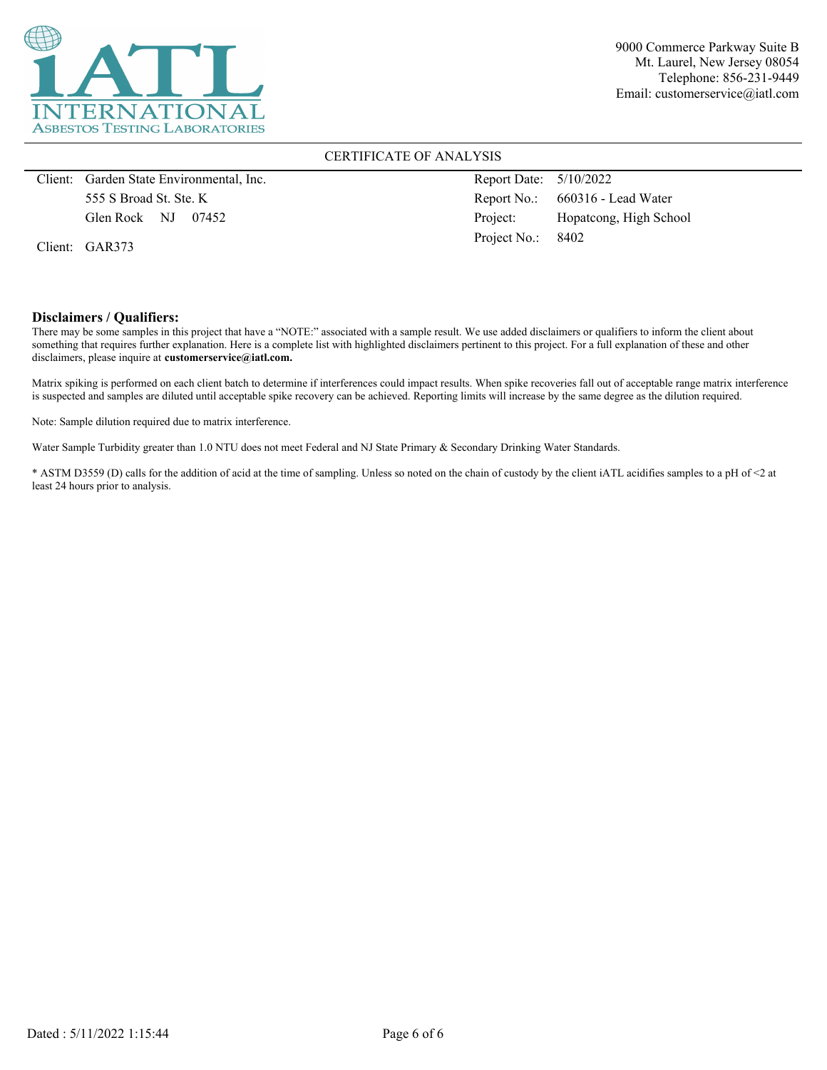INTERNATIONAL ASBESTOS TESTING LABORATORIES

9000 Commerce Parkway Suite B
Mt. Laurel, New Jersey 08054
Telephone: 856-231-9449
Email: customerservice@iatl.com

CERTIFICATE OF ANALYSIS

| | | | |
|---|---|---|---|
| Client: | Garden State Environmental, Inc. | Report Date: | 5/10/2022 |
| | 555 S Broad St. Ste. K | Report No.: | 660316 - Lead Water |
| | Glen Rock NJ 07452 | Project: | Hopatcong, High School |
| Client: | GAR373 | Project No.: | 8402 |

**Disclaimers / Qualifiers:**

There may be some samples in this project that have a "NOTE:" associated with a sample result. We use added disclaimers or qualifiers to inform the client about something that requires further explanation. Here is a complete list with highlighted disclaimers pertinent to this project. For a full explanation of these and other disclaimers, please inquire at **customerservice@iatl.com.**

Matrix spiking is performed on each client batch to determine if interferences could impact results. When spike recoveries fall out of acceptable range matrix interference is suspected and samples are diluted until acceptable spike recovery can be achieved. Reporting limits will increase by the same degree as the dilution required.

Note: Sample dilution required due to matrix interference.

Water Sample Turbidity greater than 1.0 NTU does not meet Federal and NJ State Primary & Secondary Drinking Water Standards.

* ASTM D3559 (D) calls for the addition of acid at the time of sampling. Unless so noted on the chain of custody by the client iATL acidifies samples to a pH of <2 at least 24 hours prior to analysis.

Dated : 5/11/2022 1:15:44